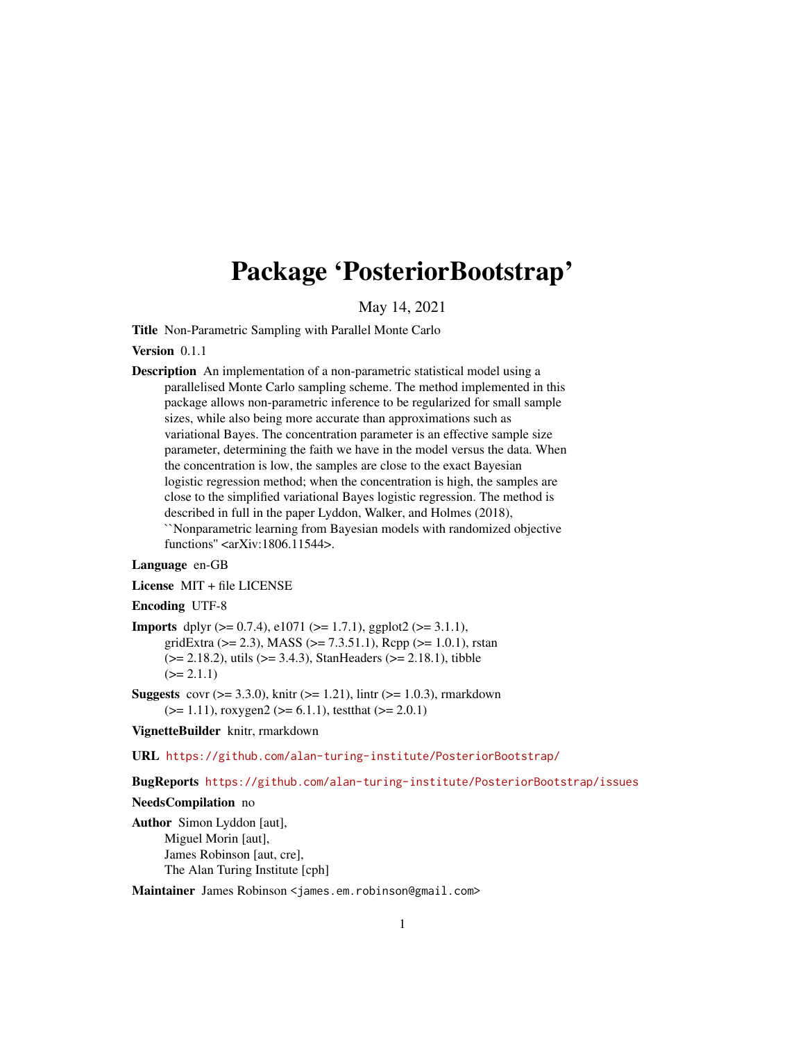# Package 'PosteriorBootstrap'

May 14, 2021

**Title** Non-Parametric Sampling with Parallel Monte Carlo

**Version** 0.1.1

**Description** An implementation of a non-parametric statistical model using a parallelised Monte Carlo sampling scheme. The method implemented in this package allows non-parametric inference to be regularized for small sample sizes, while also being more accurate than approximations such as variational Bayes. The concentration parameter is an effective sample size parameter, determining the faith we have in the model versus the data. When the concentration is low, the samples are close to the exact Bayesian logistic regression method; when the concentration is high, the samples are close to the simplified variational Bayes logistic regression. The method is described in full in the paper Lyddon, Walker, and Holmes (2018), ``Nonparametric learning from Bayesian models with randomized objective functions'' <arXiv:1806.11544>.

**Language** en-GB

**License** MIT + file LICENSE

**Encoding** UTF-8

**Imports** dplyr (>= 0.7.4), e1071 (>= 1.7.1), ggplot2 (>= 3.1.1), gridExtra (>= 2.3), MASS (>= 7.3.51.1), Rcpp (>= 1.0.1), rstan (>= 2.18.2), utils (>= 3.4.3), StanHeaders (>= 2.18.1), tibble (>= 2.1.1)

**Suggests** covr (>= 3.3.0), knitr (>= 1.21), lintr (>= 1.0.3), rmarkdown (>= 1.11), roxygen2 (>= 6.1.1), testthat (>= 2.0.1)

**VignetteBuilder** knitr, rmarkdown

**URL** https://github.com/alan-turing-institute/PosteriorBootstrap/

**BugReports** https://github.com/alan-turing-institute/PosteriorBootstrap/issues

**NeedsCompilation** no

**Author** Simon Lyddon [aut],
Miguel Morin [aut],
James Robinson [aut, cre],
The Alan Turing Institute [cph]

**Maintainer** James Robinson <james.em.robinson@gmail.com>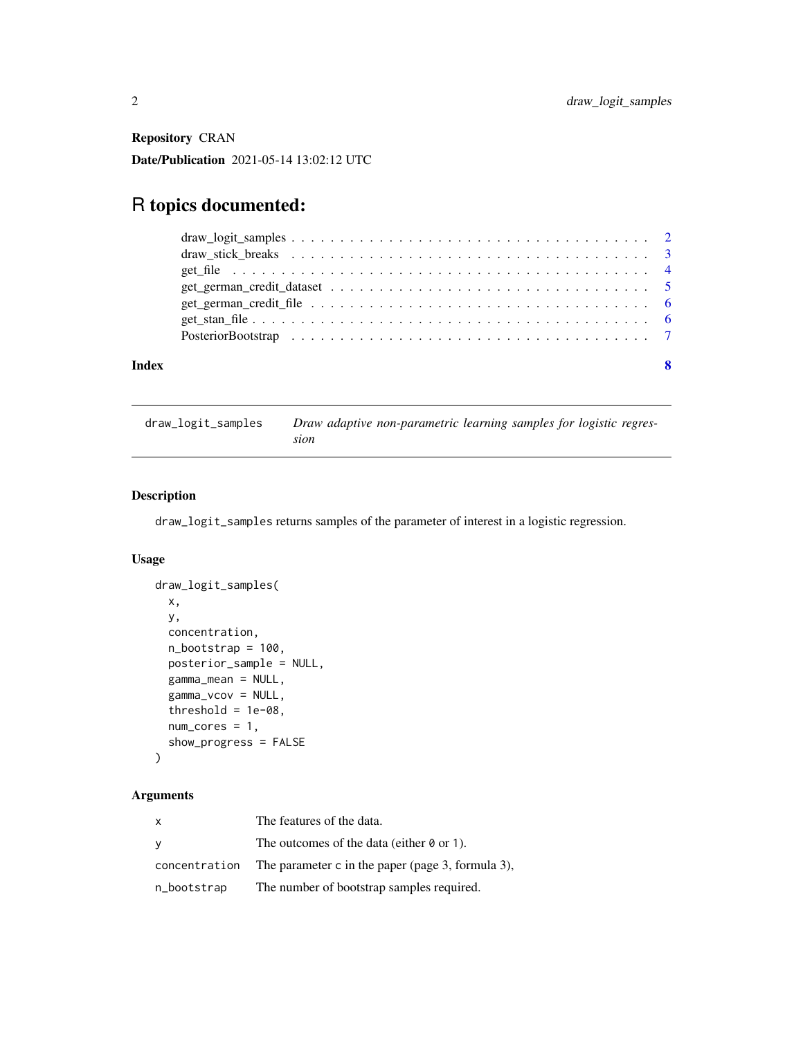**Repository** CRAN

**Date/Publication** 2021-05-14 13:02:12 UTC

# R topics documented:

- draw_logit_samples . . . . . . . . . . . . . . . . . . . . . . . . . . . . . . . . . . 2
- draw_stick_breaks . . . . . . . . . . . . . . . . . . . . . . . . . . . . . . . . . . 3
- get_file . . . . . . . . . . . . . . . . . . . . . . . . . . . . . . . . . . . . . . . . 4
- get_german_credit_dataset . . . . . . . . . . . . . . . . . . . . . . . . . . . . . 5
- get_german_credit_file . . . . . . . . . . . . . . . . . . . . . . . . . . . . . . . 6
- get_stan_file . . . . . . . . . . . . . . . . . . . . . . . . . . . . . . . . . . . . 6
- PosteriorBootstrap . . . . . . . . . . . . . . . . . . . . . . . . . . . . . . . . . 7

**Index** 8

---

## draw_logit_samples — *Draw adaptive non-parametric learning samples for logistic regression*

### Description

`draw_logit_samples` returns samples of the parameter of interest in a logistic regression.

### Usage

```
draw_logit_samples(
  x,
  y,
  concentration,
  n_bootstrap = 100,
  posterior_sample = NULL,
  gamma_mean = NULL,
  gamma_vcov = NULL,
  threshold = 1e-08,
  num_cores = 1,
  show_progress = FALSE
)
```

### Arguments

| | |
|---|---|
| `x` | The features of the data. |
| `y` | The outcomes of the data (either `0` or `1`). |
| `concentration` | The parameter `c` in the paper (page 3, formula 3), |
| `n_bootstrap` | The number of bootstrap samples required. |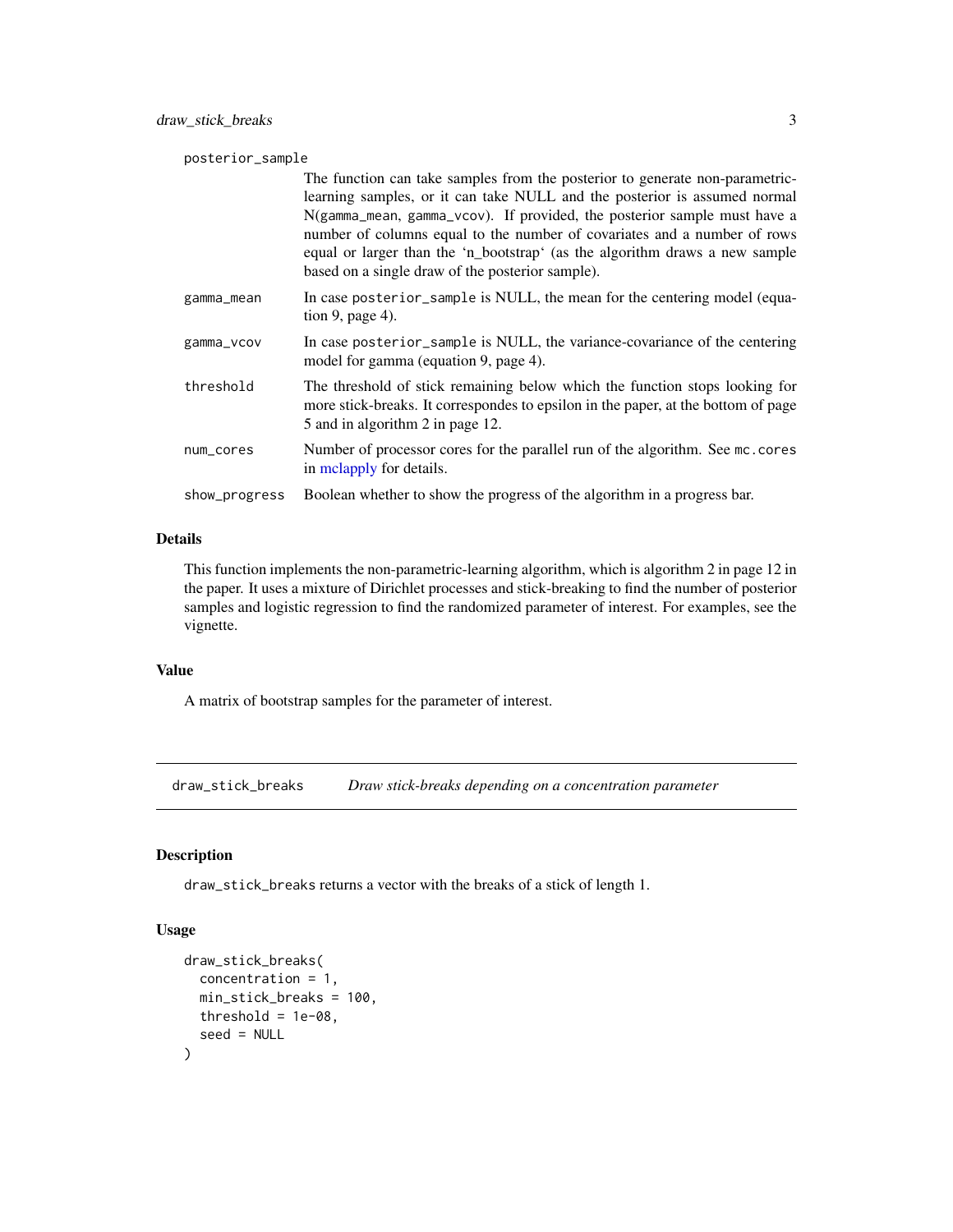posterior_sample
: The function can take samples from the posterior to generate non-parametric-learning samples, or it can take NULL and the posterior is assumed normal N(gamma_mean, gamma_vcov). If provided, the posterior sample must have a number of columns equal to the number of covariates and a number of rows equal or larger than the 'n_bootstrap' (as the algorithm draws a new sample based on a single draw of the posterior sample).

gamma_mean
: In case posterior_sample is NULL, the mean for the centering model (equation 9, page 4).

gamma_vcov
: In case posterior_sample is NULL, the variance-covariance of the centering model for gamma (equation 9, page 4).

threshold
: The threshold of stick remaining below which the function stops looking for more stick-breaks. It correspondes to epsilon in the paper, at the bottom of page 5 and in algorithm 2 in page 12.

num_cores
: Number of processor cores for the parallel run of the algorithm. See mc.cores in mclapply for details.

show_progress
: Boolean whether to show the progress of the algorithm in a progress bar.

### Details

This function implements the non-parametric-learning algorithm, which is algorithm 2 in page 12 in the paper. It uses a mixture of Dirichlet processes and stick-breaking to find the number of posterior samples and logistic regression to find the randomized parameter of interest. For examples, see the vignette.

### Value

A matrix of bootstrap samples for the parameter of interest.

---

## draw_stick_breaks *Draw stick-breaks depending on a concentration parameter*

### Description

draw_stick_breaks returns a vector with the breaks of a stick of length 1.

### Usage

```
draw_stick_breaks(
  concentration = 1,
  min_stick_breaks = 100,
  threshold = 1e-08,
  seed = NULL
)
```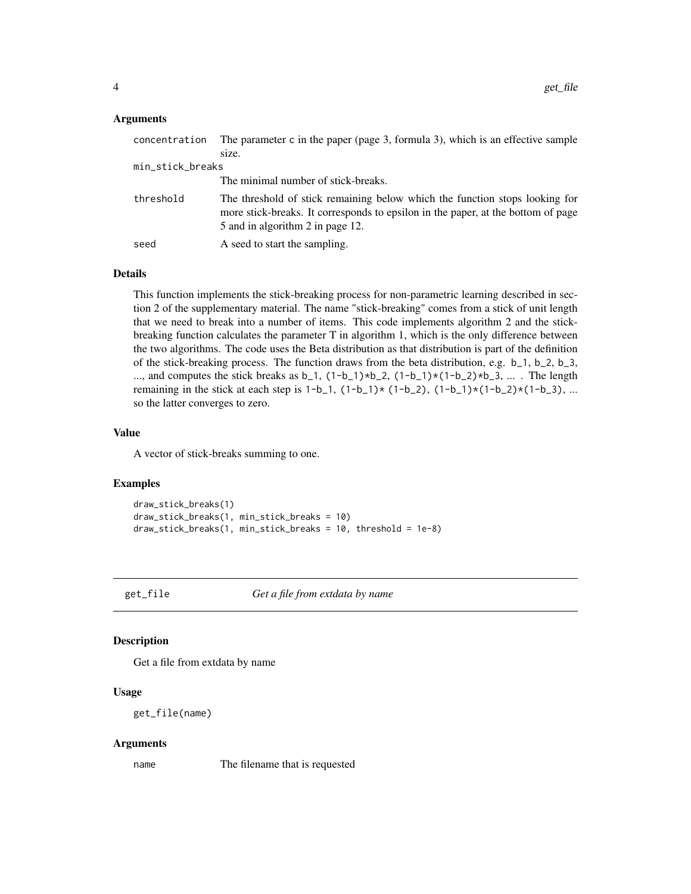### Arguments

| | |
|---|---|
| concentration | The parameter c in the paper (page 3, formula 3), which is an effective sample size. |
| min_stick_breaks | The minimal number of stick-breaks. |
| threshold | The threshold of stick remaining below which the function stops looking for more stick-breaks. It corresponds to epsilon in the paper, at the bottom of page 5 and in algorithm 2 in page 12. |
| seed | A seed to start the sampling. |

### Details

This function implements the stick-breaking process for non-parametric learning described in section 2 of the supplementary material. The name "stick-breaking" comes from a stick of unit length that we need to break into a number of items. This code implements algorithm 2 and the stick-breaking function calculates the parameter T in algorithm 1, which is the only difference between the two algorithms. The code uses the Beta distribution as that distribution is part of the definition of the stick-breaking process. The function draws from the beta distribution, e.g. `b_1, b_2, b_3`, ..., and computes the stick breaks as `b_1, (1-b_1)*b_2, (1-b_1)*(1-b_2)*b_3`, ... . The length remaining in the stick at each step is `1-b_1, (1-b_1)* (1-b_2), (1-b_1)*(1-b_2)*(1-b_3)`, ... so the latter converges to zero.

### Value

A vector of stick-breaks summing to one.

### Examples

```
draw_stick_breaks(1)
draw_stick_breaks(1, min_stick_breaks = 10)
draw_stick_breaks(1, min_stick_breaks = 10, threshold = 1e-8)
```

---

## get_file *Get a file from extdata by name*

### Description

Get a file from extdata by name

### Usage

```
get_file(name)
```

### Arguments

| | |
|---|---|
| name | The filename that is requested |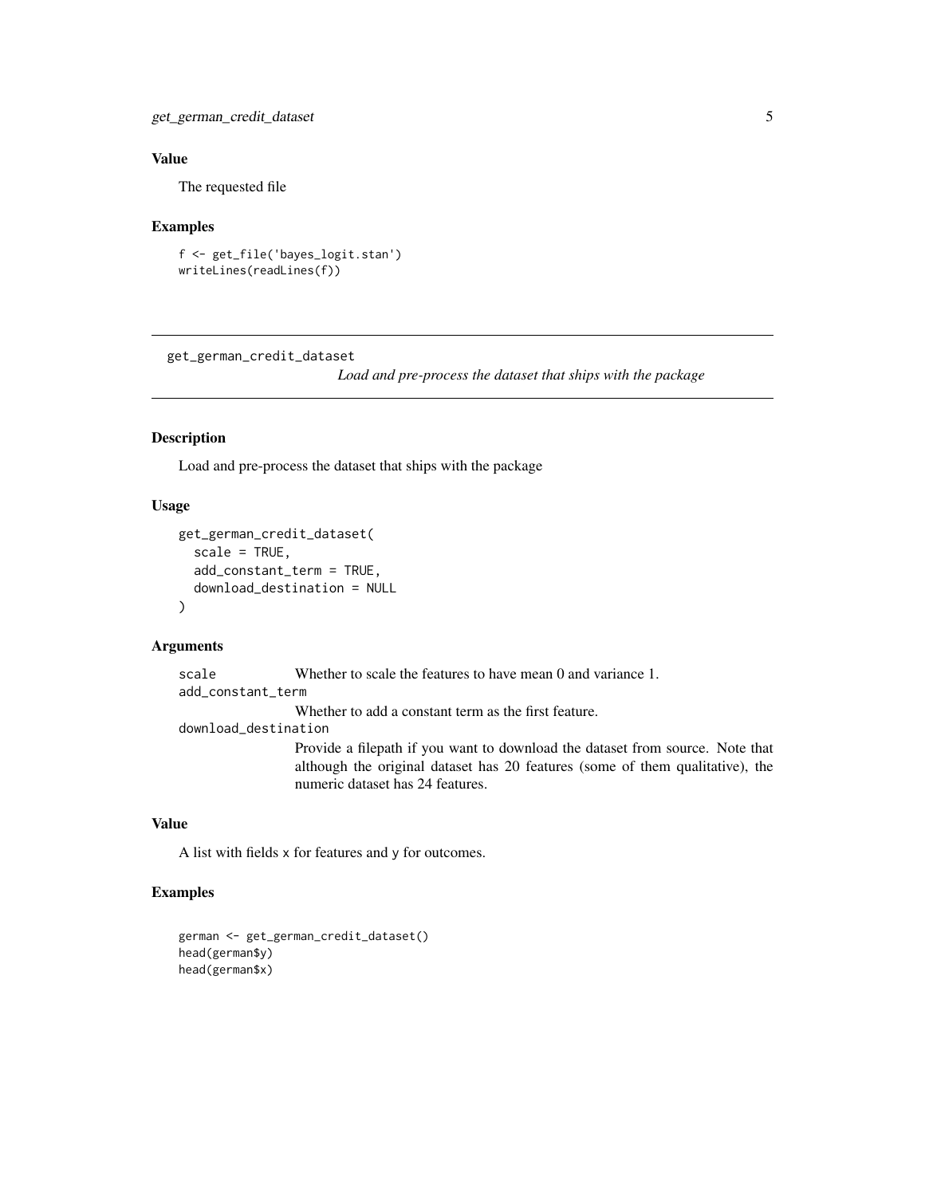## Value

The requested file

## Examples

```
f <- get_file('bayes_logit.stan')
writeLines(readLines(f))
```

---

# get_german_credit_dataset

*Load and pre-process the dataset that ships with the package*

---

## Description

Load and pre-process the dataset that ships with the package

## Usage

```
get_german_credit_dataset(
  scale = TRUE,
  add_constant_term = TRUE,
  download_destination = NULL
)
```

## Arguments

`scale` Whether to scale the features to have mean 0 and variance 1.

`add_constant_term` Whether to add a constant term as the first feature.

`download_destination` Provide a filepath if you want to download the dataset from source. Note that although the original dataset has 20 features (some of them qualitative), the numeric dataset has 24 features.

## Value

A list with fields `x` for features and `y` for outcomes.

## Examples

```
german <- get_german_credit_dataset()
head(german$y)
head(german$x)
```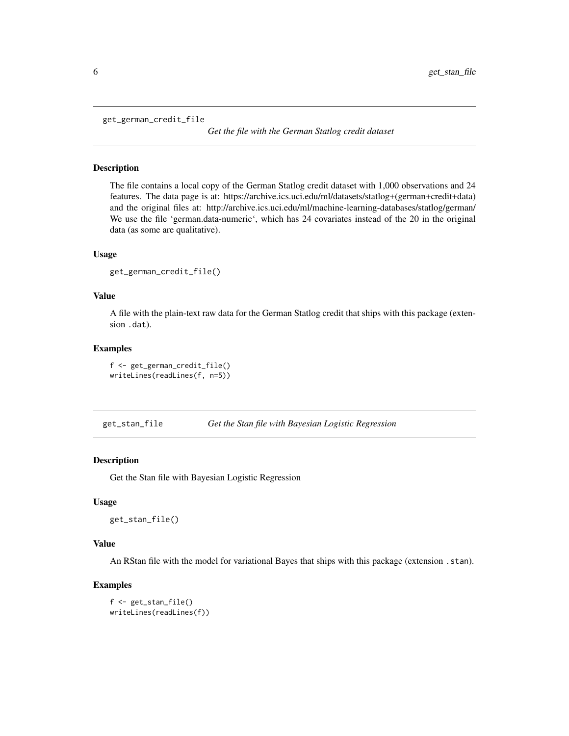## get_german_credit_file *Get the file with the German Statlog credit dataset*

### Description

The file contains a local copy of the German Statlog credit dataset with 1,000 observations and 24 features. The data page is at: https://archive.ics.uci.edu/ml/datasets/statlog+(german+credit+data) and the original files at: http://archive.ics.uci.edu/ml/machine-learning-databases/statlog/german/ We use the file 'german.data-numeric', which has 24 covariates instead of the 20 in the original data (as some are qualitative).

### Usage

```
get_german_credit_file()
```

### Value

A file with the plain-text raw data for the German Statlog credit that ships with this package (extension `.dat`).

### Examples

```
f <- get_german_credit_file()
writeLines(readLines(f, n=5))
```

## get_stan_file *Get the Stan file with Bayesian Logistic Regression*

### Description

Get the Stan file with Bayesian Logistic Regression

### Usage

```
get_stan_file()
```

### Value

An RStan file with the model for variational Bayes that ships with this package (extension `.stan`).

### Examples

```
f <- get_stan_file()
writeLines(readLines(f))
```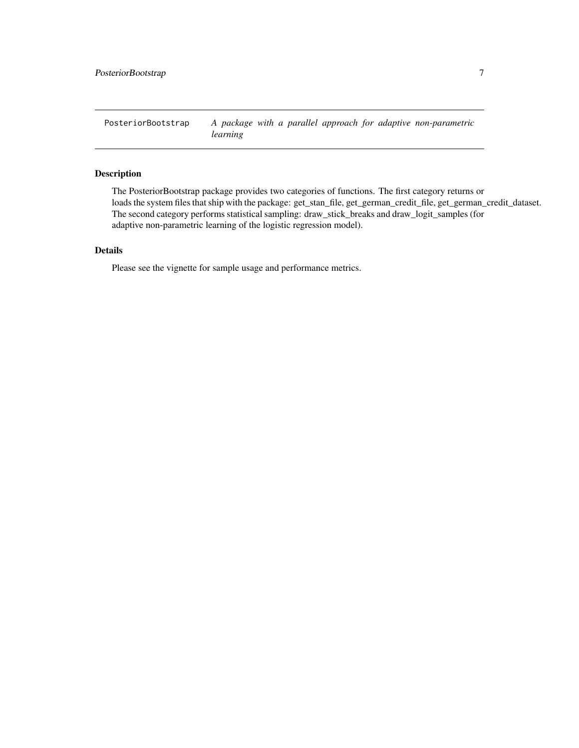PosteriorBootstrap — *A package with a parallel approach for adaptive non-parametric learning*

## Description

The PosteriorBootstrap package provides two categories of functions. The first category returns or loads the system files that ship with the package: get_stan_file, get_german_credit_file, get_german_credit_dataset. The second category performs statistical sampling: draw_stick_breaks and draw_logit_samples (for adaptive non-parametric learning of the logistic regression model).

## Details

Please see the vignette for sample usage and performance metrics.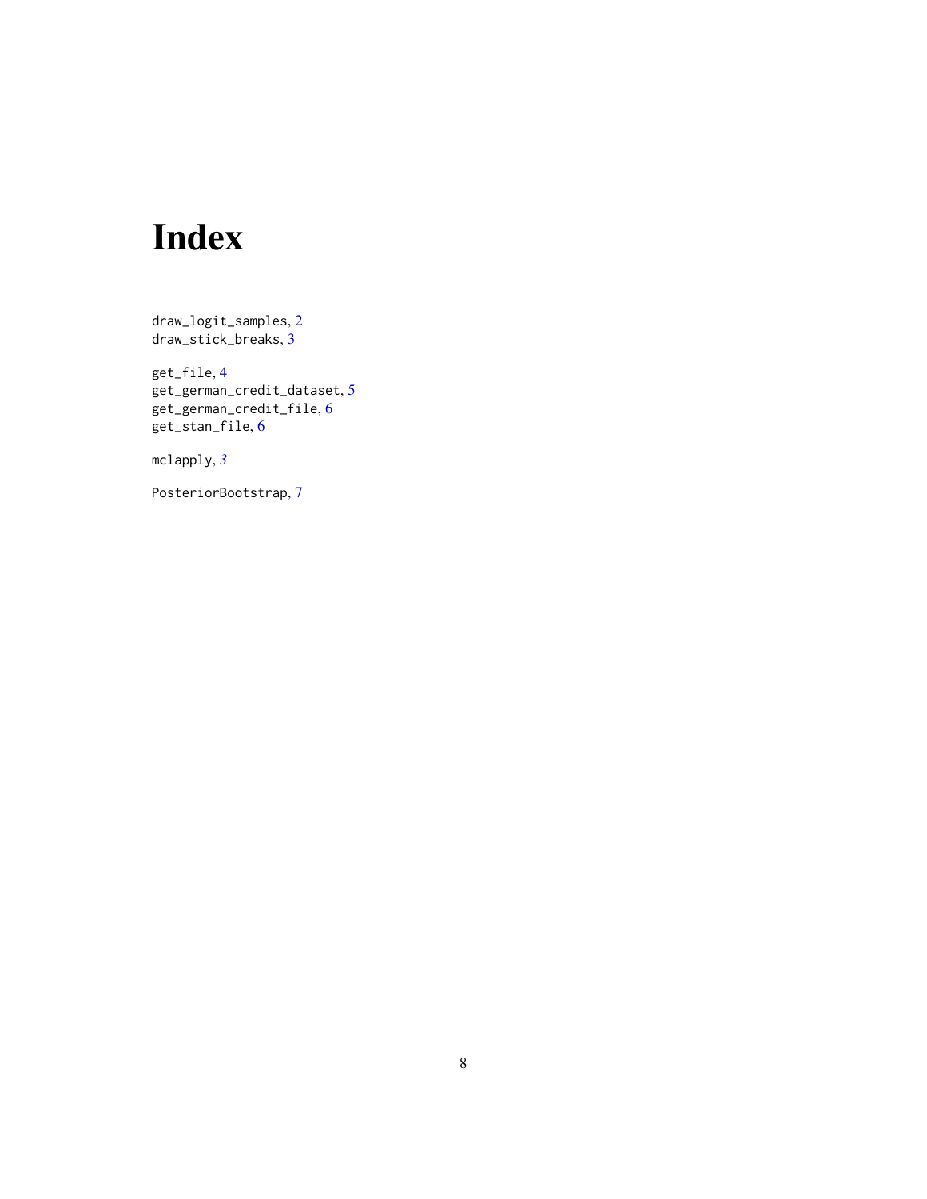# Index

draw_logit_samples, 2
draw_stick_breaks, 3

get_file, 4
get_german_credit_dataset, 5
get_german_credit_file, 6
get_stan_file, 6

mclapply, *3*

PosteriorBootstrap, 7